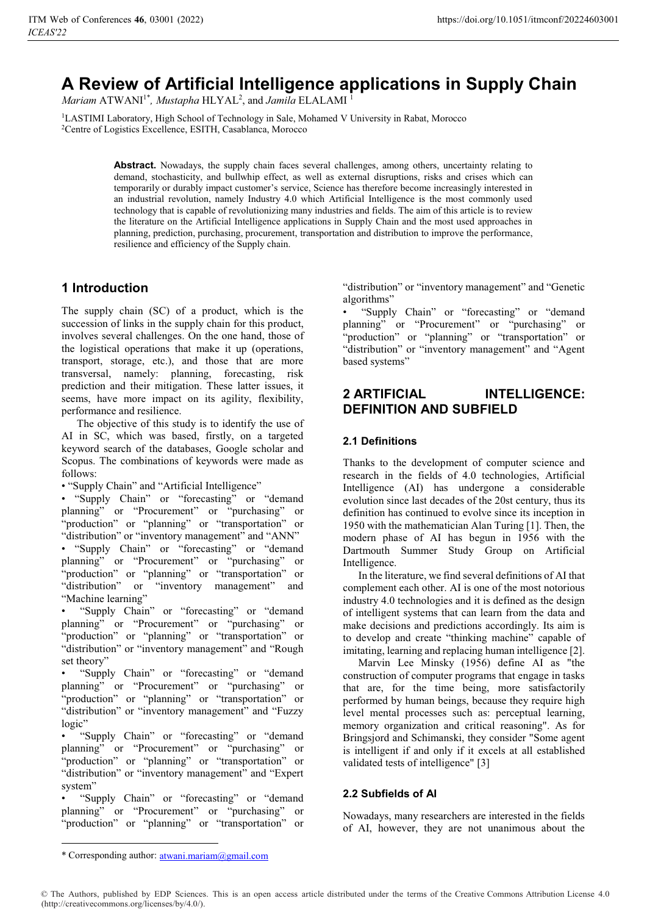# A Review of Artificial Intelligence applications in Supply Chain

*Mariam* ATWANI[1*], *Mustapha* HLYAL[2], and *Jamila* ELALAMI [1]

[1]LASTIMI Laboratory, High School of Technology in Sale, Mohamed V University in Rabat, Morocco
[2]Centre of Logistics Excellence, ESITH, Casablanca, Morocco

**Abstract.** Nowadays, the supply chain faces several challenges, among others, uncertainty relating to demand, stochasticity, and bullwhip effect, as well as external disruptions, risks and crises which can temporarily or durably impact customer's service, Science has therefore become increasingly interested in an industrial revolution, namely Industry 4.0 which Artificial Intelligence is the most commonly used technology that is capable of revolutionizing many industries and fields. The aim of this article is to review the literature on the Artificial Intelligence applications in Supply Chain and the most used approaches in planning, prediction, purchasing, procurement, transportation and distribution to improve the performance, resilience and efficiency of the Supply chain.

## 1 Introduction

The supply chain (SC) of a product, which is the succession of links in the supply chain for this product, involves several challenges. On the one hand, those of the logistical operations that make it up (operations, transport, storage, etc.), and those that are more transversal, namely: planning, forecasting, risk prediction and their mitigation. These latter issues, it seems, have more impact on its agility, flexibility, performance and resilience.

The objective of this study is to identify the use of AI in SC, which was based, firstly, on a targeted keyword search of the databases, Google scholar and Scopus. The combinations of keywords were made as follows:

- "Supply Chain" and "Artificial Intelligence"
- "Supply Chain" or "forecasting" or "demand planning" or "Procurement" or "purchasing" or "production" or "planning" or "transportation" or "distribution" or "inventory management" and "ANN"
- "Supply Chain" or "forecasting" or "demand planning" or "Procurement" or "purchasing" or "production" or "planning" or "transportation" or "distribution" or "inventory management" and "Machine learning"
- "Supply Chain" or "forecasting" or "demand planning" or "Procurement" or "purchasing" or "production" or "planning" or "transportation" or "distribution" or "inventory management" and "Rough set theory"
- "Supply Chain" or "forecasting" or "demand planning" or "Procurement" or "purchasing" or "production" or "planning" or "transportation" or "distribution" or "inventory management" and "Fuzzy logic"
- "Supply Chain" or "forecasting" or "demand planning" or "Procurement" or "purchasing" or "production" or "planning" or "transportation" or "distribution" or "inventory management" and "Expert system"
- "Supply Chain" or "forecasting" or "demand planning" or "Procurement" or "purchasing" or "production" or "planning" or "transportation" or "distribution" or "inventory management" and "Genetic algorithms"
- "Supply Chain" or "forecasting" or "demand planning" or "Procurement" or "purchasing" or "production" or "planning" or "transportation" or "distribution" or "inventory management" and "Agent based systems"

## 2 ARTIFICIAL INTELLIGENCE: DEFINITION AND SUBFIELD

### 2.1 Definitions

Thanks to the development of computer science and research in the fields of 4.0 technologies, Artificial Intelligence (AI) has undergone a considerable evolution since last decades of the 20st century, thus its definition has continued to evolve since its inception in 1950 with the mathematician Alan Turing [1]. Then, the modern phase of AI has begun in 1956 with the Dartmouth Summer Study Group on Artificial Intelligence.

In the literature, we find several definitions of AI that complement each other. AI is one of the most notorious industry 4.0 technologies and it is defined as the design of intelligent systems that can learn from the data and make decisions and predictions accordingly. Its aim is to develop and create "thinking machine" capable of imitating, learning and replacing human intelligence [2].

Marvin Lee Minsky (1956) define AI as "the construction of computer programs that engage in tasks that are, for the time being, more satisfactorily performed by human beings, because they require high level mental processes such as: perceptual learning, memory organization and critical reasoning". As for Bringsjord and Schimanski, they consider "Some agent is intelligent if and only if it excels at all established validated tests of intelligence" [3]

### 2.2 Subfields of AI

Nowadays, many researchers are interested in the fields of AI, however, they are not unanimous about the

* Corresponding author: atwani.mariam@gmail.com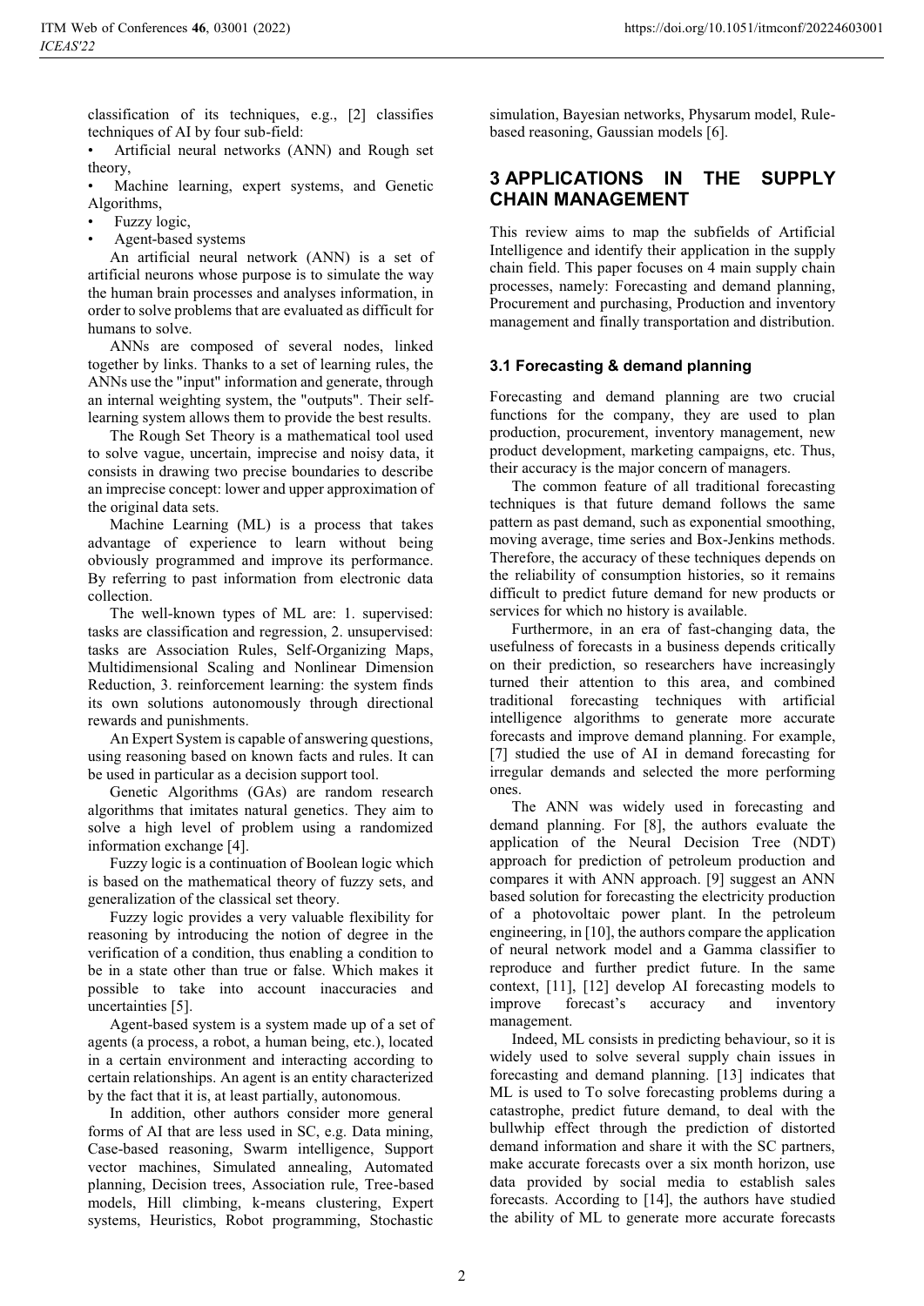classification of its techniques, e.g., [2] classifies techniques of AI by four sub-field:

- Artificial neural networks (ANN) and Rough set theory,
- Machine learning, expert systems, and Genetic Algorithms,
- Fuzzy logic,
- Agent-based systems

An artificial neural network (ANN) is a set of artificial neurons whose purpose is to simulate the way the human brain processes and analyses information, in order to solve problems that are evaluated as difficult for humans to solve.

ANNs are composed of several nodes, linked together by links. Thanks to a set of learning rules, the ANNs use the "input" information and generate, through an internal weighting system, the "outputs". Their self-learning system allows them to provide the best results.

The Rough Set Theory is a mathematical tool used to solve vague, uncertain, imprecise and noisy data, it consists in drawing two precise boundaries to describe an imprecise concept: lower and upper approximation of the original data sets.

Machine Learning (ML) is a process that takes advantage of experience to learn without being obviously programmed and improve its performance. By referring to past information from electronic data collection.

The well-known types of ML are: 1. supervised: tasks are classification and regression, 2. unsupervised: tasks are Association Rules, Self-Organizing Maps, Multidimensional Scaling and Nonlinear Dimension Reduction, 3. reinforcement learning: the system finds its own solutions autonomously through directional rewards and punishments.

An Expert System is capable of answering questions, using reasoning based on known facts and rules. It can be used in particular as a decision support tool.

Genetic Algorithms (GAs) are random research algorithms that imitates natural genetics. They aim to solve a high level of problem using a randomized information exchange [4].

Fuzzy logic is a continuation of Boolean logic which is based on the mathematical theory of fuzzy sets, and generalization of the classical set theory.

Fuzzy logic provides a very valuable flexibility for reasoning by introducing the notion of degree in the verification of a condition, thus enabling a condition to be in a state other than true or false. Which makes it possible to take into account inaccuracies and uncertainties [5].

Agent-based system is a system made up of a set of agents (a process, a robot, a human being, etc.), located in a certain environment and interacting according to certain relationships. An agent is an entity characterized by the fact that it is, at least partially, autonomous.

In addition, other authors consider more general forms of AI that are less used in SC, e.g. Data mining, Case-based reasoning, Swarm intelligence, Support vector machines, Simulated annealing, Automated planning, Decision trees, Association rule, Tree-based models, Hill climbing, k-means clustering, Expert systems, Heuristics, Robot programming, Stochastic simulation, Bayesian networks, Physarum model, Rule-based reasoning, Gaussian models [6].

# 3 APPLICATIONS IN THE SUPPLY CHAIN MANAGEMENT

This review aims to map the subfields of Artificial Intelligence and identify their application in the supply chain field. This paper focuses on 4 main supply chain processes, namely: Forecasting and demand planning, Procurement and purchasing, Production and inventory management and finally transportation and distribution.

## 3.1 Forecasting & demand planning

Forecasting and demand planning are two crucial functions for the company, they are used to plan production, procurement, inventory management, new product development, marketing campaigns, etc. Thus, their accuracy is the major concern of managers.

The common feature of all traditional forecasting techniques is that future demand follows the same pattern as past demand, such as exponential smoothing, moving average, time series and Box-Jenkins methods. Therefore, the accuracy of these techniques depends on the reliability of consumption histories, so it remains difficult to predict future demand for new products or services for which no history is available.

Furthermore, in an era of fast-changing data, the usefulness of forecasts in a business depends critically on their prediction, so researchers have increasingly turned their attention to this area, and combined traditional forecasting techniques with artificial intelligence algorithms to generate more accurate forecasts and improve demand planning. For example, [7] studied the use of AI in demand forecasting for irregular demands and selected the more performing ones.

The ANN was widely used in forecasting and demand planning. For [8], the authors evaluate the application of the Neural Decision Tree (NDT) approach for prediction of petroleum production and compares it with ANN approach. [9] suggest an ANN based solution for forecasting the electricity production of a photovoltaic power plant. In the petroleum engineering, in [10], the authors compare the application of neural network model and a Gamma classifier to reproduce and further predict future. In the same context, [11], [12] develop AI forecasting models to improve forecast's accuracy and inventory management.

Indeed, ML consists in predicting behaviour, so it is widely used to solve several supply chain issues in forecasting and demand planning. [13] indicates that ML is used to To solve forecasting problems during a catastrophe, predict future demand, to deal with the bullwhip effect through the prediction of distorted demand information and share it with the SC partners, make accurate forecasts over a six month horizon, use data provided by social media to establish sales forecasts. According to [14], the authors have studied the ability of ML to generate more accurate forecasts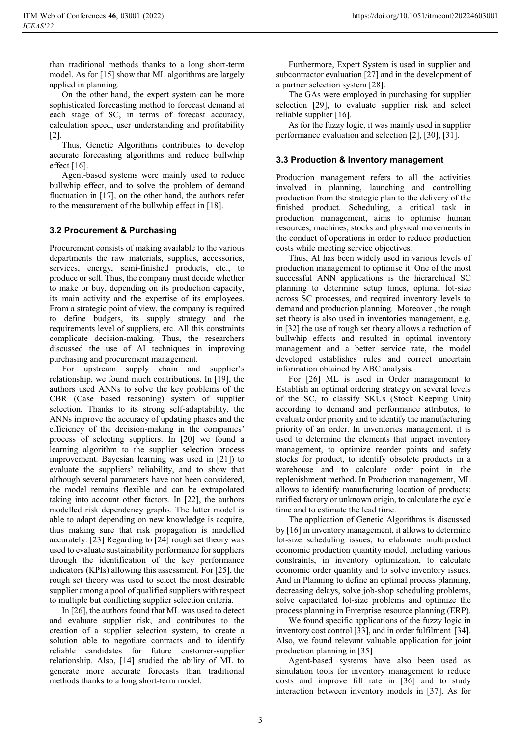than traditional methods thanks to a long short-term model. As for [15] show that ML algorithms are largely applied in planning.

On the other hand, the expert system can be more sophisticated forecasting method to forecast demand at each stage of SC, in terms of forecast accuracy, calculation speed, user understanding and profitability [2].

Thus, Genetic Algorithms contributes to develop accurate forecasting algorithms and reduce bullwhip effect [16].

Agent-based systems were mainly used to reduce bullwhip effect, and to solve the problem of demand fluctuation in [17], on the other hand, the authors refer to the measurement of the bullwhip effect in [18].

### 3.2 Procurement & Purchasing

Procurement consists of making available to the various departments the raw materials, supplies, accessories, services, energy, semi-finished products, etc., to produce or sell. Thus, the company must decide whether to make or buy, depending on its production capacity, its main activity and the expertise of its employees. From a strategic point of view, the company is required to define budgets, its supply strategy and the requirements level of suppliers, etc. All this constraints complicate decision-making. Thus, the researchers discussed the use of AI techniques in improving purchasing and procurement management.

For upstream supply chain and supplier's relationship, we found much contributions. In [19], the authors used ANNs to solve the key problems of the CBR (Case based reasoning) system of supplier selection. Thanks to its strong self-adaptability, the ANNs improve the accuracy of updating phases and the efficiency of the decision-making in the companies' process of selecting suppliers. In [20] we found a learning algorithm to the supplier selection process improvement. Bayesian learning was used in [21]) to evaluate the suppliers' reliability, and to show that although several parameters have not been considered, the model remains flexible and can be extrapolated taking into account other factors. In [22], the authors modelled risk dependency graphs. The latter model is able to adapt depending on new knowledge is acquire, thus making sure that risk propagation is modelled accurately. [23] Regarding to [24] rough set theory was used to evaluate sustainability performance for suppliers through the identification of the key performance indicators (KPIs) allowing this assessment. For [25], the rough set theory was used to select the most desirable supplier among a pool of qualified suppliers with respect to multiple but conflicting supplier selection criteria.

In [26], the authors found that ML was used to detect and evaluate supplier risk, and contributes to the creation of a supplier selection system, to create a solution able to negotiate contracts and to identify reliable candidates for future customer-supplier relationship. Also, [14] studied the ability of ML to generate more accurate forecasts than traditional methods thanks to a long short-term model.

Furthermore, Expert System is used in supplier and subcontractor evaluation [27] and in the development of a partner selection system [28].

The GAs were employed in purchasing for supplier selection [29], to evaluate supplier risk and select reliable supplier [16].

As for the fuzzy logic, it was mainly used in supplier performance evaluation and selection [2], [30], [31].

### 3.3 Production & Inventory management

Production management refers to all the activities involved in planning, launching and controlling production from the strategic plan to the delivery of the finished product. Scheduling, a critical task in production management, aims to optimise human resources, machines, stocks and physical movements in the conduct of operations in order to reduce production costs while meeting service objectives.

Thus, AI has been widely used in various levels of production management to optimise it. One of the most successful ANN applications is the hierarchical SC planning to determine setup times, optimal lot-size across SC processes, and required inventory levels to demand and production planning. Moreover , the rough set theory is also used in inventories management, e.g, in [32] the use of rough set theory allows a reduction of bullwhip effects and resulted in optimal inventory management and a better service rate, the model developed establishes rules and correct uncertain information obtained by ABC analysis.

For [26] ML is used in Order management to Establish an optimal ordering strategy on several levels of the SC, to classify SKUs (Stock Keeping Unit) according to demand and performance attributes, to evaluate order priority and to identify the manufacturing priority of an order. In inventories management, it is used to determine the elements that impact inventory management, to optimize reorder points and safety stocks for product, to identify obsolete products in a warehouse and to calculate order point in the replenishment method. In Production management, ML allows to identify manufacturing location of products: ratified factory or unknown origin, to calculate the cycle time and to estimate the lead time.

The application of Genetic Algorithms is discussed by [16] in inventory management, it allows to determine lot-size scheduling issues, to elaborate multiproduct economic production quantity model, including various constraints, in inventory optimization, to calculate economic order quantity and to solve inventory issues. And in Planning to define an optimal process planning, decreasing delays, solve job-shop scheduling problems, solve capacitated lot-size problems and optimize the process planning in Enterprise resource planning (ERP).

We found specific applications of the fuzzy logic in inventory cost control [33], and in order fulfilment [34]. Also, we found relevant valuable application for joint production planning in [35]

Agent-based systems have also been used as simulation tools for inventory management to reduce costs and improve fill rate in [36] and to study interaction between inventory models in [37]. As for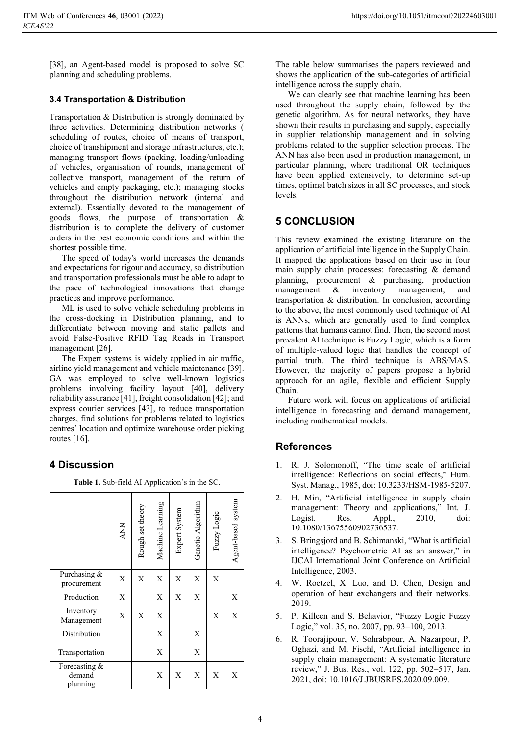[38], an Agent-based model is proposed to solve SC planning and scheduling problems.

### 3.4 Transportation & Distribution

Transportation & Distribution is strongly dominated by three activities. Determining distribution networks ( scheduling of routes, choice of means of transport, choice of transhipment and storage infrastructures, etc.); managing transport flows (packing, loading/unloading of vehicles, organisation of rounds, management of collective transport, management of the return of vehicles and empty packaging, etc.); managing stocks throughout the distribution network (internal and external). Essentially devoted to the management of goods flows, the purpose of transportation & distribution is to complete the delivery of customer orders in the best economic conditions and within the shortest possible time.

The speed of today's world increases the demands and expectations for rigour and accuracy, so distribution and transportation professionals must be able to adapt to the pace of technological innovations that change practices and improve performance.

ML is used to solve vehicle scheduling problems in the cross-docking in Distribution planning, and to differentiate between moving and static pallets and avoid False-Positive RFID Tag Reads in Transport management [26].

The Expert systems is widely applied in air traffic, airline yield management and vehicle maintenance [39]. GA was employed to solve well-known logistics problems involving facility layout [40], delivery reliability assurance [41], freight consolidation [42]; and express courier services [43], to reduce transportation charges, find solutions for problems related to logistics centres' location and optimize warehouse order picking routes [16].

## 4 Discussion

**Table 1.** Sub-field AI Application's in the SC.

| | ANN | Rough set theory | Machine Learning | Expert System | Genetic Algorithm | Fuzzy Logic | Agent-based system |
|---|---|---|---|---|---|---|---|
| Purchasing & procurement | X | X | X | X | X | X | |
| Production | X | | X | X | X | | X |
| Inventory Management | X | X | X | | | X | X |
| Distribution | | | X | | X | | |
| Transportation | | | X | | X | | |
| Forecasting & demand planning | | | X | X | X | X | X |

The table below summarises the papers reviewed and shows the application of the sub-categories of artificial intelligence across the supply chain.

We can clearly see that machine learning has been used throughout the supply chain, followed by the genetic algorithm. As for neural networks, they have shown their results in purchasing and supply, especially in supplier relationship management and in solving problems related to the supplier selection process. The ANN has also been used in production management, in particular planning, where traditional OR techniques have been applied extensively, to determine set-up times, optimal batch sizes in all SC processes, and stock levels.

## 5 CONCLUSION

This review examined the existing literature on the application of artificial intelligence in the Supply Chain. It mapped the applications based on their use in four main supply chain processes: forecasting & demand planning, procurement & purchasing, production management & inventory management, and transportation & distribution. In conclusion, according to the above, the most commonly used technique of AI is ANNs, which are generally used to find complex patterns that humans cannot find. Then, the second most prevalent AI technique is Fuzzy Logic, which is a form of multiple-valued logic that handles the concept of partial truth. The third technique is ABS/MAS. However, the majority of papers propose a hybrid approach for an agile, flexible and efficient Supply Chain.

Future work will focus on applications of artificial intelligence in forecasting and demand management, including mathematical models.

## References

1. R. J. Solomonoff, "The time scale of artificial intelligence: Reflections on social effects," Hum. Syst. Manag., 1985, doi: 10.3233/HSM-1985-5207.
2. H. Min, "Artificial intelligence in supply chain management: Theory and applications," Int. J. Logist. Res. Appl., 2010, doi: 10.1080/13675560902736537.
3. S. Bringsjord and B. Schimanski, "What is artificial intelligence? Psychometric AI as an answer," in IJCAI International Joint Conference on Artificial Intelligence, 2003.
4. W. Roetzel, X. Luo, and D. Chen, Design and operation of heat exchangers and their networks. 2019.
5. P. Killeen and S. Behavior, "Fuzzy Logic Fuzzy Logic," vol. 35, no. 2007, pp. 93–100, 2013.
6. R. Toorajipour, V. Sohrabpour, A. Nazarpour, P. Oghazi, and M. Fischl, "Artificial intelligence in supply chain management: A systematic literature review," J. Bus. Res., vol. 122, pp. 502–517, Jan. 2021, doi: 10.1016/J.JBUSRES.2020.09.009.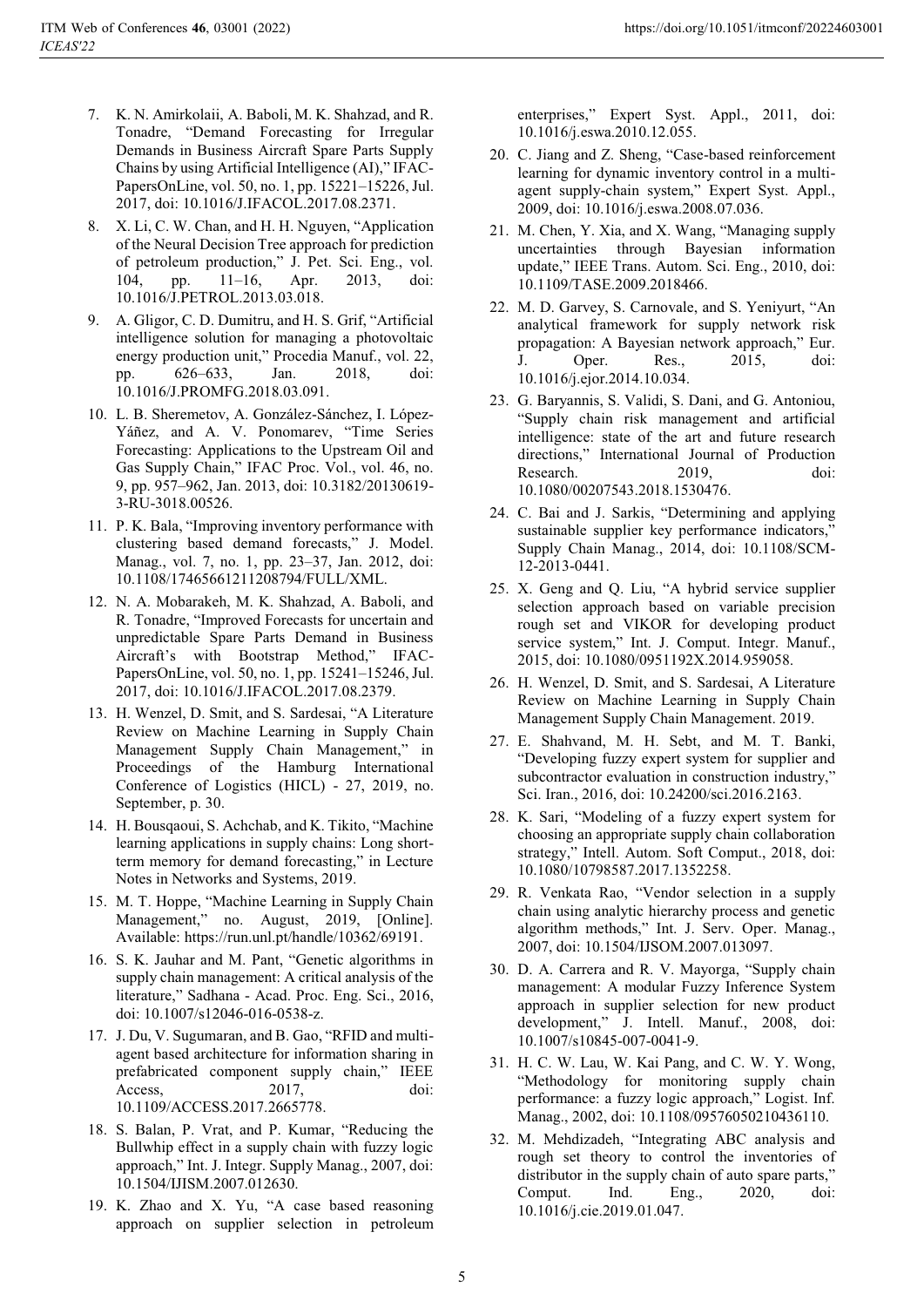7. K. N. Amirkolaii, A. Baboli, M. K. Shahzad, and R. Tonadre, "Demand Forecasting for Irregular Demands in Business Aircraft Spare Parts Supply Chains by using Artificial Intelligence (AI)," IFAC-PapersOnLine, vol. 50, no. 1, pp. 15221–15226, Jul. 2017, doi: 10.1016/J.IFACOL.2017.08.2371.
8. X. Li, C. W. Chan, and H. H. Nguyen, "Application of the Neural Decision Tree approach for prediction of petroleum production," J. Pet. Sci. Eng., vol. 104, pp. 11–16, Apr. 2013, doi: 10.1016/J.PETROL.2013.03.018.
9. A. Gligor, C. D. Dumitru, and H. S. Grif, "Artificial intelligence solution for managing a photovoltaic energy production unit," Procedia Manuf., vol. 22, pp. 626–633, Jan. 2018, doi: 10.1016/J.PROMFG.2018.03.091.
10. L. B. Sheremetov, A. González-Sánchez, I. López-Yáñez, and A. V. Ponomarev, "Time Series Forecasting: Applications to the Upstream Oil and Gas Supply Chain," IFAC Proc. Vol., vol. 46, no. 9, pp. 957–962, Jan. 2013, doi: 10.3182/20130619-3-RU-3018.00526.
11. P. K. Bala, "Improving inventory performance with clustering based demand forecasts," J. Model. Manag., vol. 7, no. 1, pp. 23–37, Jan. 2012, doi: 10.1108/17465661211208794/FULL/XML.
12. N. A. Mobarakeh, M. K. Shahzad, A. Baboli, and R. Tonadre, "Improved Forecasts for uncertain and unpredictable Spare Parts Demand in Business Aircraft's with Bootstrap Method," IFAC-PapersOnLine, vol. 50, no. 1, pp. 15241–15246, Jul. 2017, doi: 10.1016/J.IFACOL.2017.08.2379.
13. H. Wenzel, D. Smit, and S. Sardesai, "A Literature Review on Machine Learning in Supply Chain Management Supply Chain Management," in Proceedings of the Hamburg International Conference of Logistics (HICL) - 27, 2019, no. September, p. 30.
14. H. Bousqaoui, S. Achchab, and K. Tikito, "Machine learning applications in supply chains: Long short-term memory for demand forecasting," in Lecture Notes in Networks and Systems, 2019.
15. M. T. Hoppe, "Machine Learning in Supply Chain Management," no. August, 2019, [Online]. Available: https://run.unl.pt/handle/10362/69191.
16. S. K. Jauhar and M. Pant, "Genetic algorithms in supply chain management: A critical analysis of the literature," Sadhana - Acad. Proc. Eng. Sci., 2016, doi: 10.1007/s12046-016-0538-z.
17. J. Du, V. Sugumaran, and B. Gao, "RFID and multi-agent based architecture for information sharing in prefabricated component supply chain," IEEE Access, 2017, doi: 10.1109/ACCESS.2017.2665778.
18. S. Balan, P. Vrat, and P. Kumar, "Reducing the Bullwhip effect in a supply chain with fuzzy logic approach," Int. J. Integr. Supply Manag., 2007, doi: 10.1504/IJISM.2007.012630.
19. K. Zhao and X. Yu, "A case based reasoning approach on supplier selection in petroleum enterprises," Expert Syst. Appl., 2011, doi: 10.1016/j.eswa.2010.12.055.
20. C. Jiang and Z. Sheng, "Case-based reinforcement learning for dynamic inventory control in a multi-agent supply-chain system," Expert Syst. Appl., 2009, doi: 10.1016/j.eswa.2008.07.036.
21. M. Chen, Y. Xia, and X. Wang, "Managing supply uncertainties through Bayesian information update," IEEE Trans. Autom. Sci. Eng., 2010, doi: 10.1109/TASE.2009.2018466.
22. M. D. Garvey, S. Carnovale, and S. Yeniyurt, "An analytical framework for supply network risk propagation: A Bayesian network approach," Eur. J. Oper. Res., 2015, doi: 10.1016/j.ejor.2014.10.034.
23. G. Baryannis, S. Validi, S. Dani, and G. Antoniou, "Supply chain risk management and artificial intelligence: state of the art and future research directions," International Journal of Production Research. 2019, doi: 10.1080/00207543.2018.1530476.
24. C. Bai and J. Sarkis, "Determining and applying sustainable supplier key performance indicators," Supply Chain Manag., 2014, doi: 10.1108/SCM-12-2013-0441.
25. X. Geng and Q. Liu, "A hybrid service supplier selection approach based on variable precision rough set and VIKOR for developing product service system," Int. J. Comput. Integr. Manuf., 2015, doi: 10.1080/0951192X.2014.959058.
26. H. Wenzel, D. Smit, and S. Sardesai, A Literature Review on Machine Learning in Supply Chain Management Supply Chain Management. 2019.
27. E. Shahvand, M. H. Sebt, and M. T. Banki, "Developing fuzzy expert system for supplier and subcontractor evaluation in construction industry," Sci. Iran., 2016, doi: 10.24200/sci.2016.2163.
28. K. Sari, "Modeling of a fuzzy expert system for choosing an appropriate supply chain collaboration strategy," Intell. Autom. Soft Comput., 2018, doi: 10.1080/10798587.2017.1352258.
29. R. Venkata Rao, "Vendor selection in a supply chain using analytic hierarchy process and genetic algorithm methods," Int. J. Serv. Oper. Manag., 2007, doi: 10.1504/IJSOM.2007.013097.
30. D. A. Carrera and R. V. Mayorga, "Supply chain management: A modular Fuzzy Inference System approach in supplier selection for new product development," J. Intell. Manuf., 2008, doi: 10.1007/s10845-007-0041-9.
31. H. C. W. Lau, W. Kai Pang, and C. W. Y. Wong, "Methodology for monitoring supply chain performance: a fuzzy logic approach," Logist. Inf. Manag., 2002, doi: 10.1108/09576050210436110.
32. M. Mehdizadeh, "Integrating ABC analysis and rough set theory to control the inventories of distributor in the supply chain of auto spare parts," Comput. Ind. Eng., 2020, doi: 10.1016/j.cie.2019.01.047.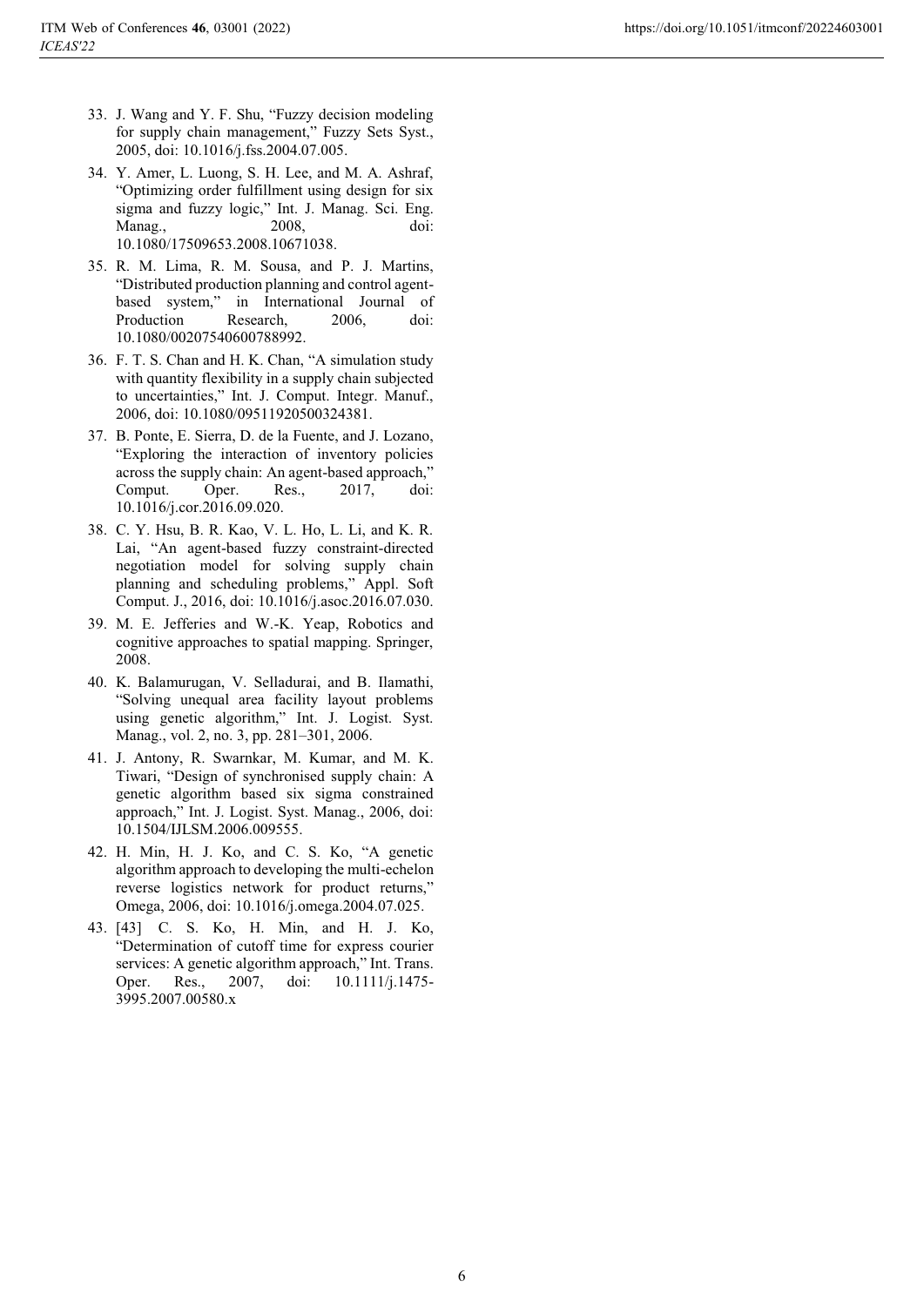33. J. Wang and Y. F. Shu, "Fuzzy decision modeling for supply chain management," Fuzzy Sets Syst., 2005, doi: 10.1016/j.fss.2004.07.005.
34. Y. Amer, L. Luong, S. H. Lee, and M. A. Ashraf, "Optimizing order fulfillment using design for six sigma and fuzzy logic," Int. J. Manag. Sci. Eng. Manag., 2008, doi: 10.1080/17509653.2008.10671038.
35. R. M. Lima, R. M. Sousa, and P. J. Martins, "Distributed production planning and control agent-based system," in International Journal of Production Research, 2006, doi: 10.1080/00207540600788992.
36. F. T. S. Chan and H. K. Chan, "A simulation study with quantity flexibility in a supply chain subjected to uncertainties," Int. J. Comput. Integr. Manuf., 2006, doi: 10.1080/09511920500324381.
37. B. Ponte, E. Sierra, D. de la Fuente, and J. Lozano, "Exploring the interaction of inventory policies across the supply chain: An agent-based approach," Comput. Oper. Res., 2017, doi: 10.1016/j.cor.2016.09.020.
38. C. Y. Hsu, B. R. Kao, V. L. Ho, L. Li, and K. R. Lai, "An agent-based fuzzy constraint-directed negotiation model for solving supply chain planning and scheduling problems," Appl. Soft Comput. J., 2016, doi: 10.1016/j.asoc.2016.07.030.
39. M. E. Jefferies and W.-K. Yeap, Robotics and cognitive approaches to spatial mapping. Springer, 2008.
40. K. Balamurugan, V. Selladurai, and B. Ilamathi, "Solving unequal area facility layout problems using genetic algorithm," Int. J. Logist. Syst. Manag., vol. 2, no. 3, pp. 281–301, 2006.
41. J. Antony, R. Swarnkar, M. Kumar, and M. K. Tiwari, "Design of synchronised supply chain: A genetic algorithm based six sigma constrained approach," Int. J. Logist. Syst. Manag., 2006, doi: 10.1504/IJLSM.2006.009555.
42. H. Min, H. J. Ko, and C. S. Ko, "A genetic algorithm approach to developing the multi-echelon reverse logistics network for product returns," Omega, 2006, doi: 10.1016/j.omega.2004.07.025.
43. [43] C. S. Ko, H. Min, and H. J. Ko, "Determination of cutoff time for express courier services: A genetic algorithm approach," Int. Trans. Oper. Res., 2007, doi: 10.1111/j.1475-3995.2007.00580.x